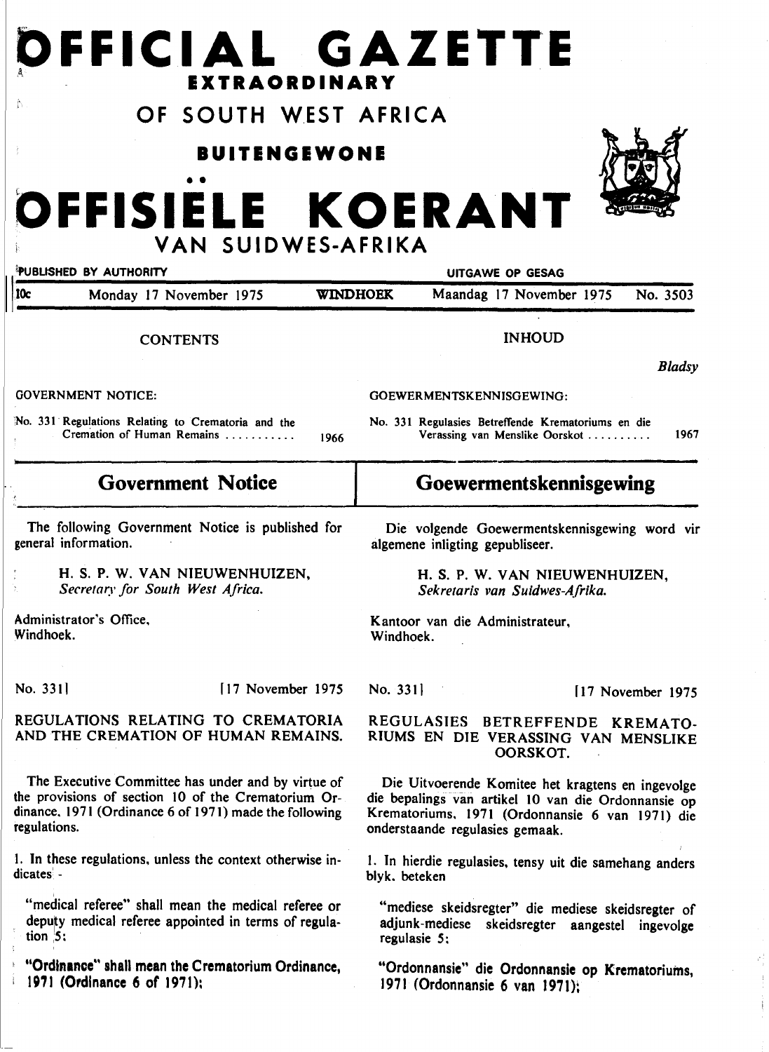# OFFICIAL GAZETTE

**EXTRAORDINARY**

## OF SOUTH WEST AFRICA

**BUITENGEWONE**

# OFFISIËLE KOERANT

## VAN SUIDWES-AFRIKA

PUBLISHED BY AUTHORITY — UITGAWE OP GESAG

10c — Monday 17 November 1975 — WINDHOEK — Maandag 17 November 1975 — No. 3503

CONTENTS

GOVERNMENT NOTICE:

No. 331 Regulations Relating to Crematoria and the Cremation of Human Remains ........... 1966

INHOUD

*Bladsy*

GOEWERMENTSKENNISGEWING:

No. 331 Regulasies Betreffende Krematoriums en die Verassing van Menslike Oorskot .......... 1967

## Government Notice

The following Government Notice is published for general information.

H. S. P. W. VAN NIEUWENHUIZEN,
*Secretary for South West Africa.*

Administrator's Office,
Windhoek.

No. 331] [17 November 1975

### REGULATIONS RELATING TO CREMATORIA AND THE CREMATION OF HUMAN REMAINS.

The Executive Committee has under and by virtue of the provisions of section 10 of the Crematorium Ordinance, 1971 (Ordinance 6 of 1971) made the following regulations.

1. In these regulations, unless the context otherwise indicates -

"medical referee" shall mean the medical referee or deputy medical referee appointed in terms of regulation 5;

**"Ordinance" shall mean the Crematorium Ordinance, 1971 (Ordinance 6 of 1971);**

## Goewermentskennisgewing

Die volgende Goewermentskennisgewing word vir algemene inligting gepubliseer.

H. S. P. W. VAN NIEUWENHUIZEN,
*Sekretaris van Suidwes-Afrika.*

Kantoor van die Administrateur,
Windhoek.

No. 331] [17 November 1975

### REGULASIES BETREFFENDE KREMATORIUMS EN DIE VERASSING VAN MENSLIKE OORSKOT.

Die Uitvoerende Komitee het kragtens en ingevolge die bepalings van artikel 10 van die Ordonnansie op Krematoriums, 1971 (Ordonnansie 6 van 1971) die onderstaande regulasies gemaak.

1. In hierdie regulasies, tensy uit die samehang anders blyk, beteken

"mediese skeidsregter" die mediese skeidsregter of adjunk-mediese skeidsregter aangestel ingevolge regulasie 5;

**"Ordonnansie" die Ordonnansie op Krematoriums, 1971 (Ordonnansie 6 van 1971);**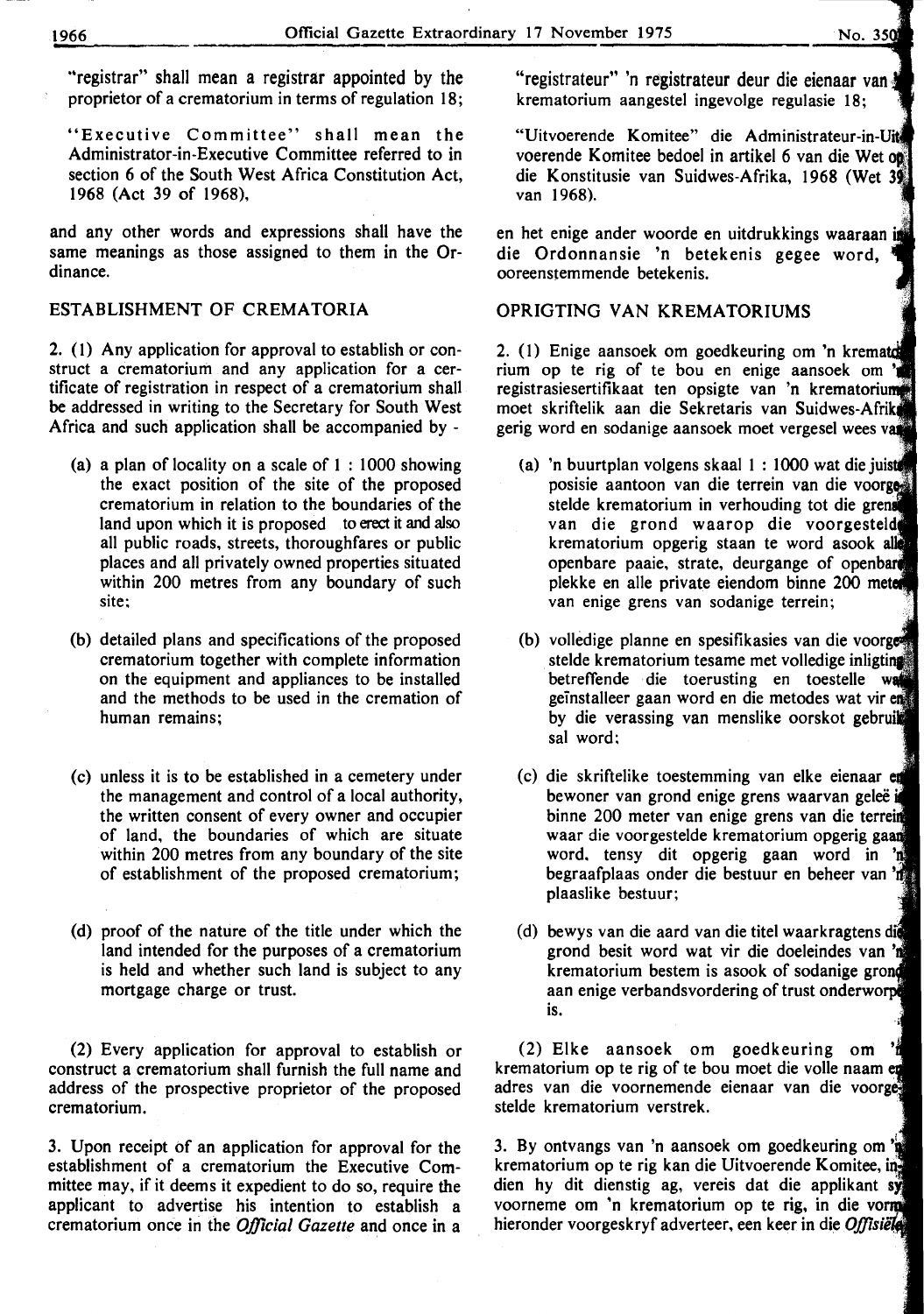"registrar" shall mean a registrar appointed by the proprietor of a crematorium in terms of regulation 18;

"Executive Committee" shall mean the Administrator-in-Executive Committee referred to in section 6 of the South West Africa Constitution Act, 1968 (Act 39 of 1968),

and any other words and expressions shall have the same meanings as those assigned to them in the Ordinance.

## ESTABLISHMENT OF CREMATORIA

2. (1) Any application for approval to establish or construct a crematorium and any application for a certificate of registration in respect of a crematorium shall be addressed in writing to the Secretary for South West Africa and such application shall be accompanied by -

(a) a plan of locality on a scale of 1 : 1000 showing the exact position of the site of the proposed crematorium in relation to the boundaries of the land upon which it is proposed to erect it and also all public roads, streets, thoroughfares or public places and all privately owned properties situated within 200 metres from any boundary of such site;

(b) detailed plans and specifications of the proposed crematorium together with complete information on the equipment and appliances to be installed and the methods to be used in the cremation of human remains;

(c) unless it is to be established in a cemetery under the management and control of a local authority, the written consent of every owner and occupier of land, the boundaries of which are situate within 200 metres from any boundary of the site of establishment of the proposed crematorium;

(d) proof of the nature of the title under which the land intended for the purposes of a crematorium is held and whether such land is subject to any mortgage charge or trust.

(2) Every application for approval to establish or construct a crematorium shall furnish the full name and address of the prospective proprietor of the proposed crematorium.

3. Upon receipt of an application for approval for the establishment of a crematorium the Executive Committee may, if it deems it expedient to do so, require the applicant to advertise his intention to establish a crematorium once in the *Official Gazette* and once in a

"registrateur" 'n registrateur deur die eienaar van 'n krematorium aangestel ingevolge regulasie 18;

"Uitvoerende Komitee" die Administrateur-in-Uitvoerende Komitee bedoel in artikel 6 van die Wet op die Konstitusie van Suidwes-Afrika, 1968 (Wet 39 van 1968).

en het enige ander woorde en uitdrukkings waaraan in die Ordonnansie 'n betekenis gegee word, 'n ooreenstemmende betekenis.

## OPRIGTING VAN KREMATORIUMS

2. (1) Enige aansoek om goedkeuring om 'n krematorium op te rig of te bou en enige aansoek om 'n registrasiesertifikaat ten opsigte van 'n krematorium moet skriftelik aan die Sekretaris van Suidwes-Afrika gerig word en sodanige aansoek moet vergesel wees van

(a) 'n buurtplan volgens skaal 1 : 1000 wat die juiste posisie aantoon van die terrein van die voorgestelde krematorium in verhouding tot die grense van die grond waarop die voorgestelde krematorium opgerig staan te word asook alle openbare paaie, strate, deurgange of openbare plekke en alle private eiendom binne 200 meter van enige grens van sodanige terrein;

(b) volledige planne en spesifikasies van die voorgestelde krematorium tesame met volledige inligting betreffende die toerusting en toestelle wat geïnstalleer gaan word en die metodes wat vir en by die verassing van menslike oorskot gebruik sal word;

(c) die skriftelike toestemming van elke eienaar en bewoner van grond enige grens waarvan geleë is binne 200 meter van enige grens van die terrein waar die voorgestelde krematorium opgerig gaan word, tensy dit opgerig gaan word in 'n begraafplaas onder die bestuur en beheer van 'n plaaslike bestuur;

(d) bewys van die aard van die titel waarkragtens die grond besit word wat vir die doeleindes van 'n krematorium bestem is asook of sodanige grond aan enige verbandsvordering of trust onderworpe is.

(2) Elke aansoek om goedkeuring om 'n krematorium op te rig of te bou moet die volle naam en adres van die voornemende eienaar van die voorgestelde krematorium verstrek.

3. By ontvangs van 'n aansoek om goedkeuring om 'n krematorium op te rig kan die Uitvoerende Komitee, indien hy dit dienstig ag, vereis dat die applikant sy voorneme om 'n krematorium op te rig, in die vorm hieronder voorgeskryf adverteer, een keer in die *Offisiële*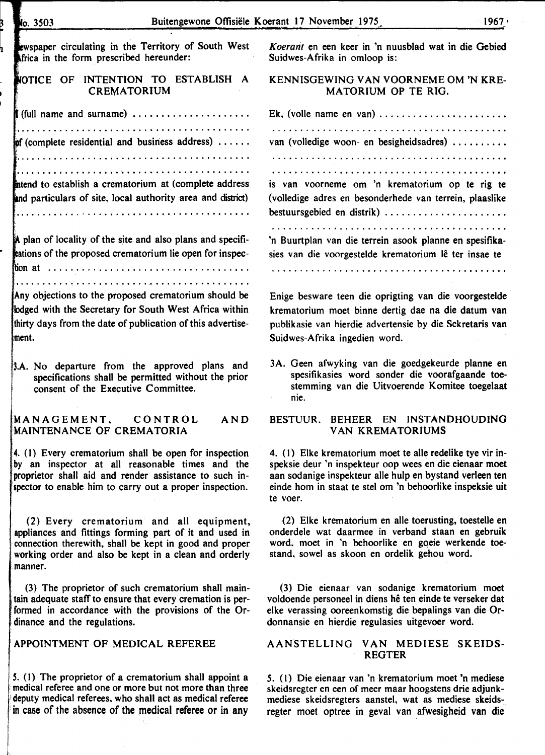newspaper circulating in the Territory of South West Africa in the form prescribed hereunder:

NOTICE OF INTENTION TO ESTABLISH A CREMATORIUM

I (full name and surname) ....................

..........................................

of (complete residential and business address) ......

..........................................

..........................................

intend to establish a crematorium at (complete address and particulars of site, local authority area and district)

..........................................

A plan of locality of the site and also plans and specifications of the proposed crematorium lie open for inspection at ..................................

..........................................

Any objections to the proposed crematorium should be lodged with the Secretary for South West Africa within thirty days from the date of publication of this advertisement.

3.A. No departure from the approved plans and specifications shall be permitted without the prior consent of the Executive Committee.

## MANAGEMENT, CONTROL AND MAINTENANCE OF CREMATORIA

4. (1) Every crematorium shall be open for inspection by an inspector at all reasonable times and the proprietor shall aid and render assistance to such inspector to enable him to carry out a proper inspection.

(2) Every crematorium and all equipment, appliances and fittings forming part of it and used in connection therewith, shall be kept in good and proper working order and also be kept in a clean and orderly manner.

(3) The proprietor of such crematorium shall maintain adequate staff to ensure that every cremation is performed in accordance with the provisions of the Ordinance and the regulations.

## APPOINTMENT OF MEDICAL REFEREE

5. (1) The proprietor of a crematorium shall appoint a medical referee and one or more but not more than three deputy medical referees, who shall act as medical referee in case of the absence of the medical referee or in any

*Koerant* en een keer in 'n nuusblad wat in die Gebied Suidwes-Afrika in omloop is:

KENNISGEWING VAN VOORNEME OM 'N KREMATORIUM OP TE RIG.

Ek, (volle name en van) ......................

..........................................

van (volledige woon- en besigheidsadres) .........

..........................................

..........................................

is van voorneme om 'n krematorium op te rig te (volledige adres en besonderhede van terrein, plaaslike bestuursgebied en distrik) ......................

..........................................

'n Buurtplan van die terrein asook planne en spesifikasies van die voorgestelde krematorium lê ter insae te

..........................................

Enige besware teen die oprigting van die voorgestelde krematorium moet binne dertig dae na die datum van publikasie van hierdie advertensie by die Sekretaris van Suidwes-Afrika ingedien word.

3A. Geen afwyking van die goedgekeurde planne en spesifikasies word sonder die voorafgaande toestemming van die Uitvoerende Komitee toegelaat nie.

## BESTUUR, BEHEER EN INSTANDHOUDING VAN KREMATORIUMS

4. (1) Elke krematorium moet te alle redelike tye vir inspeksie deur 'n inspekteur oop wees en die eienaar moet aan sodanige inspekteur alle hulp en bystand verleen ten einde hom in staat te stel om 'n behoorlike inspeksie uit te voer.

(2) Elke krematorium en alle toerusting, toestelle en onderdele wat daarmee in verband staan en gebruik word, moet in 'n behoorlike en goeie werkende toestand, sowel as skoon en ordelik gehou word.

(3) Die eienaar van sodanige krematorium moet voldoende personeel in diens hê ten einde te verseker dat elke verassing ooreenkomstig die bepalings van die Ordonnansie en hierdie regulasies uitgevoer word.

## AANSTELLING VAN MEDIESE SKEIDSREGTER

5. (1) Die eienaar van 'n krematorium moet 'n mediese skeidsregter en een of meer maar hoogstens drie adjunk-mediese skeidsregters aanstel, wat as mediese skeidsregter moet optree in geval van afwesigheid van die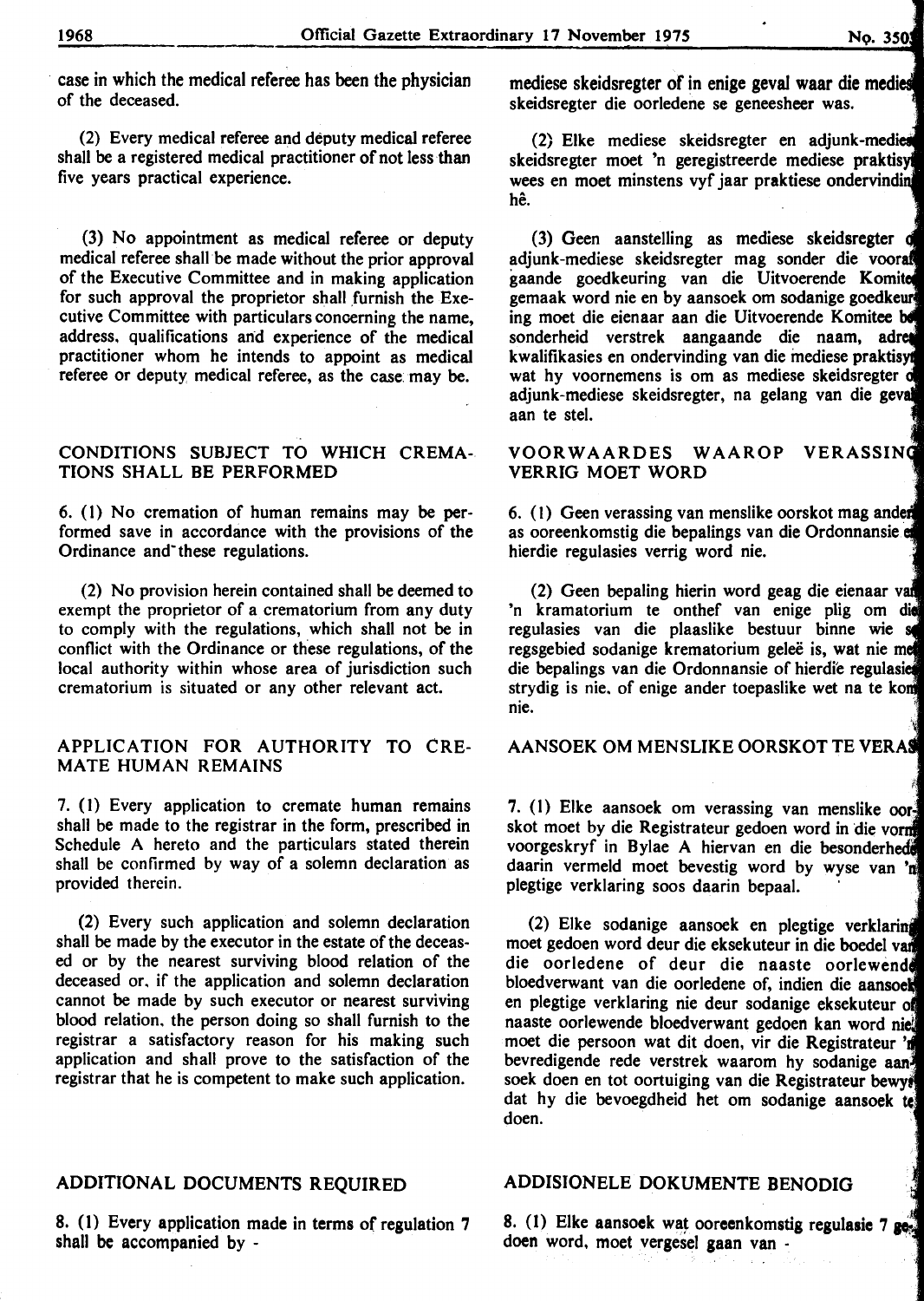case in which the medical referee has been the physician of the deceased.

(2) Every medical referee and deputy medical referee shall be a registered medical practitioner of not less than five years practical experience.

(3) No appointment as medical referee or deputy medical referee shall be made without the prior approval of the Executive Committee and in making application for such approval the proprietor shall furnish the Executive Committee with particulars concerning the name, address, qualifications and experience of the medical practitioner whom he intends to appoint as medical referee or deputy medical referee, as the case may be.

## CONDITIONS SUBJECT TO WHICH CREMATIONS SHALL BE PERFORMED

6. (1) No cremation of human remains may be performed save in accordance with the provisions of the Ordinance and these regulations.

(2) No provision herein contained shall be deemed to exempt the proprietor of a crematorium from any duty to comply with the regulations, which shall not be in conflict with the Ordinance or these regulations, of the local authority within whose area of jurisdiction such crematorium is situated or any other relevant act.

## APPLICATION FOR AUTHORITY TO CREMATE HUMAN REMAINS

7. (1) Every application to cremate human remains shall be made to the registrar in the form, prescribed in Schedule A hereto and the particulars stated therein shall be confirmed by way of a solemn declaration as provided therein.

(2) Every such application and solemn declaration shall be made by the executor in the estate of the deceased or by the nearest surviving blood relation of the deceased or, if the application and solemn declaration cannot be made by such executor or nearest surviving blood relation, the person doing so shall furnish to the registrar a satisfactory reason for his making such application and shall prove to the satisfaction of the registrar that he is competent to make such application.

## ADDITIONAL DOCUMENTS REQUIRED

8. (1) Every application made in terms of regulation 7 shall be accompanied by -

mediese skeidsregter of in enige geval waar die mediese skeidsregter die oorledene se geneesheer was.

(2) Elke mediese skeidsregter en adjunk-mediese skeidsregter moet 'n geregistreerde mediese praktisyn wees en moet minstens vyf jaar praktiese ondervinding hê.

(3) Geen aanstelling as mediese skeidsregter of adjunk-mediese skeidsregter mag sonder die voorafgaande goedkeuring van die Uitvoerende Komitee gemaak word nie en by aansoek om sodanige goedkeuring moet die eienaar aan die Uitvoerende Komitee besonderheid verstrek aangaande die naam, adres, kwalifikasies en ondervinding van die mediese praktisyn wat hy voornemens is om as mediese skeidsregter of adjunk-mediese skeidsregter, na gelang van die geval aan te stel.

## VOORWAARDES WAAROP VERASSING VERRIG MOET WORD

6. (1) Geen verassing van menslike oorskot mag anders as ooreenkomstig die bepalings van die Ordonnansie en hierdie regulasies verrig word nie.

(2) Geen bepaling hierin word geag die eienaar van 'n krematorium te onthef van enige plig om die regulasies van die plaaslike bestuur binne wie se regsgebied sodanige krematorium geleë is, wat nie met die bepalings van die Ordonnansie of hierdie regulasies strydig is nie, of enige ander toepaslike wet na te kom nie.

## AANSOEK OM MENSLIKE OORSKOT TE VERAS

7. (1) Elke aansoek om verassing van menslike oorskot moet by die Registrateur gedoen word in die vorm voorgeskryf in Bylae A hiervan en die besonderhede daarin vermeld moet bevestig word by wyse van 'n plegtige verklaring soos daarin bepaal.

(2) Elke sodanige aansoek en plegtige verklaring moet gedoen word deur die eksekuteur in die boedel van die oorledene of deur die naaste oorlewende bloedverwant van die oorledene of, indien die aansoek en plegtige verklaring nie deur sodanige eksekuteur of naaste oorlewende bloedverwant gedoen kan word nie, moet die persoon wat dit doen, vir die Registrateur 'n bevredigende rede verstrek waarom hy sodanige aansoek doen en tot oortuiging van die Registrateur bewys dat hy die bevoegdheid het om sodanige aansoek te doen.

## ADDISIONELE DOKUMENTE BENODIG

8. (1) Elke aansoek wat ooreenkomstig regulasie 7 gedoen word, moet vergesel gaan van -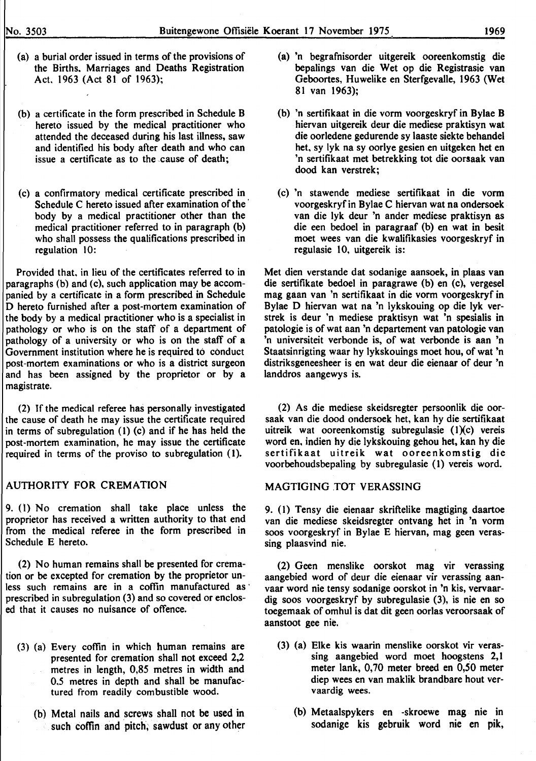(a) a burial order issued in terms of the provisions of the Births, Marriages and Deaths Registration Act, 1963 (Act 81 of 1963);

(b) a certificate in the form prescribed in Schedule B hereto issued by the medical practitioner who attended the deceased during his last illness, saw and identified his body after death and who can issue a certificate as to the cause of death;

(c) a confirmatory medical certificate prescribed in Schedule C hereto issued after examination of the body by a medical practitioner other than the medical practitioner referred to in paragraph (b) who shall possess the qualifications prescribed in regulation 10:

Provided that, in lieu of the certificates referred to in paragraphs (b) and (c), such application may be accompanied by a certificate in a form prescribed in Schedule D hereto furnished after a post-mortem examination of the body by a medical practitioner who is a specialist in pathology or who is on the staff of a department of pathology of a university or who is on the staff of a Government institution where he is required to conduct post-mortem examinations or who is a district surgeon and has been assigned by the proprietor or by a magistrate.

(2) If the medical referee has personally investigated the cause of death he may issue the certificate required in terms of subregulation (1) (c) and if he has held the post-mortem examination, he may issue the certificate required in terms of the proviso to subregulation (1).

## AUTHORITY FOR CREMATION

9. (1) No cremation shall take place unless the proprietor has received a written authority to that end from the medical referee in the form prescribed in Schedule E hereto.

(2) No human remains shall be presented for cremation or be excepted for cremation by the proprietor unless such remains are in a coffin manufactured as prescribed in subregulation (3) and so covered or enclosed that it causes no nuisance of offence.

(3) (a) Every coffin in which human remains are presented for cremation shall not exceed 2,2 metres in length, 0,85 metres in width and 0.5 metres in depth and shall be manufactured from readily combustible wood.

(b) Metal nails and screws shall not be used in such coffin and pitch, sawdust or any other

(a) 'n begrafnisorder uitgereik ooreenkomstig die bepalings van die Wet op die Registrasie van Geboortes, Huwelike en Sterfgevalle, 1963 (Wet 81 van 1963);

(b) 'n sertifikaat in die vorm voorgeskryf in Bylae B hiervan uitgereik deur die mediese praktisyn wat die oorledene gedurende sy laaste siekte behandel het, sy lyk na sy oorlye gesien en uitgeken het en 'n sertifikaat met betrekking tot die oorsaak van dood kan verstrek;

(c) 'n stawende mediese sertifikaat in die vorm voorgeskryf in Bylae C hiervan wat na ondersoek van die lyk deur 'n ander mediese praktisyn as die een bedoel in paragraaf (b) en wat in besit moet wees van die kwalifikasies voorgeskryf in regulasie 10, uitgereik is:

Met dien verstande dat sodanige aansoek, in plaas van die sertifikate bedoel in paragrawe (b) en (c), vergesel mag gaan van 'n sertifikaat in die vorm voorgeskryf in Bylae D hiervan wat na 'n lykskouing op die lyk verstrek is deur 'n mediese praktisyn wat 'n spesialis in patologie is of wat aan 'n departement van patologie van 'n universiteit verbonde is, of wat verbonde is aan 'n Staatsinrigting waar hy lykskouings moet hou, of wat 'n distriksgeneesheer is en wat deur die eienaar of deur 'n landdros aangewys is.

(2) As die mediese skeidsregter persoonlik die oorsaak van die dood ondersoek het, kan hy die sertifikaat uitreik wat ooreenkomstig subregulasie (1)(c) vereis word en, indien hy die lykskouing gehou het, kan hy die sertifikaat uitreik wat ooreenkomstig die voorbehoudsbepaling by subregulasie (1) vereis word.

## MAGTIGING TOT VERASSING

9. (1) Tensy die eienaar skriftelike magtiging daartoe van die mediese skeidsregter ontvang het in 'n vorm soos voorgeskryf in Bylae E hiervan, mag geen verassing plaasvind nie.

(2) Geen menslike oorskot mag vir verassing aangebied word of deur die eienaar vir verassing aanvaar word nie tensy sodanige oorskot in 'n kis, vervaardig soos voorgeskryf by subregulasie (3), is nie en so toegemaak of omhul is dat dit geen oorlas veroorsaak of aanstoot gee nie.

(3) (a) Elke kis waarin menslike oorskot vir verassing aangebied word moet hoogstens 2,1 meter lank, 0,70 meter breed en 0,50 meter diep wees en van maklik brandbare hout vervaardig wees.

(b) Metaalspykers en -skroewe mag nie in sodanige kis gebruik word nie en pik,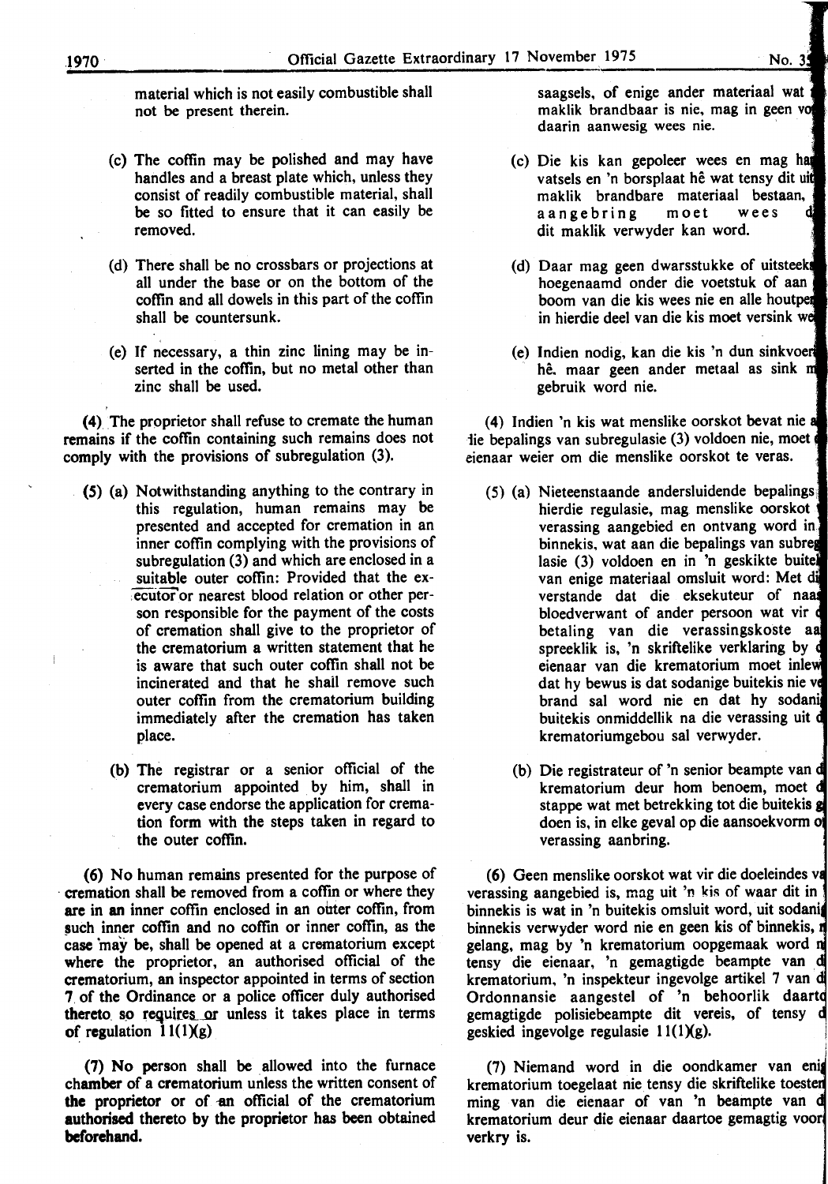material which is not easily combustible shall not be present therein.

(c) The coffin may be polished and may have handles and a breast plate which, unless they consist of readily combustible material, shall be so fitted to ensure that it can easily be removed.

(d) There shall be no crossbars or projections at all under the base or on the bottom of the coffin and all dowels in this part of the coffin shall be countersunk.

(e) If necessary, a thin zinc lining may be inserted in the coffin, but no metal other than zinc shall be used.

(4) The proprietor shall refuse to cremate the human remains if the coffin containing such remains does not comply with the provisions of subregulation (3).

(5) (a) Notwithstanding anything to the contrary in this regulation, human remains may be presented and accepted for cremation in an inner coffin complying with the provisions of subregulation (3) and which are enclosed in a suitable outer coffin: Provided that the executor or nearest blood relation or other person responsible for the payment of the costs of cremation shall give to the proprietor of the crematorium a written statement that he is aware that such outer coffin shall not be incinerated and that he shall remove such outer coffin from the crematorium building immediately after the cremation has taken place.

(b) The registrar or a senior official of the crematorium appointed by him, shall in every case endorse the application for cremation form with the steps taken in regard to the outer coffin.

(6) No human remains presented for the purpose of cremation shall be removed from a coffin or where they are in an inner coffin enclosed in an outer coffin, from such inner coffin and no coffin or inner coffin, as the case may be, shall be opened at a crematorium except where the proprietor, an authorised official of the crematorium, an inspector appointed in terms of section 7 of the Ordinance or a police officer duly authorised thereto so requires or unless it takes place in terms of regulation 11(1)(g)

(7) No person shall be allowed into the furnace chamber of a crematorium unless the written consent of the proprietor or of an official of the crematorium authorised thereto by the proprietor has been obtained beforehand.

saagsels, of enige ander materiaal wat maklik brandbaar is nie, mag in geen vo daarin aanwesig wees nie.

(c) Die kis kan gepoleer wees en mag ha vatsels en 'n borsplaat hê wat tensy dit uit maklik brandbare materiaal bestaan, aangebring moet wees d dit maklik verwyder kan word.

(d) Daar mag geen dwarsstukke of uitsteeks hoegenaamd onder die voetstuk of aan boom van die kis wees nie en alle houtpe in hierdie deel van die kis moet versink we

(e) Indien nodig, kan die kis 'n dun sinkvoer hê. maar geen ander metaal as sink m gebruik word nie.

(4) Indien 'n kis wat menslike oorskot bevat nie a die bepalings van subregulasie (3) voldoen nie, moet eienaar weier om die menslike oorskot te veras.

(5) (a) Nieteenstaande andersluidende bepalings hierdie regulasie, mag menslike oorskot verassing aangebied en ontvang word in binnekis, wat aan die bepalings van subreg lasie (3) voldoen en in 'n geskikte buite van enige materiaal omsluit word: Met di verstande dat die eksekuteur of naa bloedverwant of ander persoon wat vir betaling van die verassingskoste aa spreeklik is, 'n skriftelike verklaring by eienaar van die krematorium moet inlew dat hy bewus is dat sodanige buitekis nie ve brand sal word nie en dat hy sodani buitekis onmiddellik na die verassing uit d krematoriumgebou sal verwyder.

(b) Die registrateur of 'n senior beampte van d krematorium deur hom benoem, moet d stappe wat met betrekking tot die buitekis g doen is, in elke geval op die aansoekvorm o verassing aanbring.

(6) Geen menslike oorskot wat vir die doeleindes va verassing aangebied is, mag uit 'n kis of waar dit in binnekis is wat in 'n buitekis omsluit word, uit sodani binnekis verwyder word nie en geen kis of binnekis, n gelang, mag by 'n krematorium oopgemaak word n tensy die eienaar, 'n gemagtigde beampte van d krematorium, 'n inspekteur ingevolge artikel 7 van d Ordonnansie aangestel of 'n behoorlik daarto gemagtigde polisiebeampte dit vereis, of tensy d geskied ingevolge regulasie 11(1)(g).

(7) Niemand word in die oondkamer van enig krematorium toegelaat nie tensy die skriftelike toesten ming van die eienaar of van 'n beampte van d krematorium deur die eienaar daartoe gemagtig voor verkry is.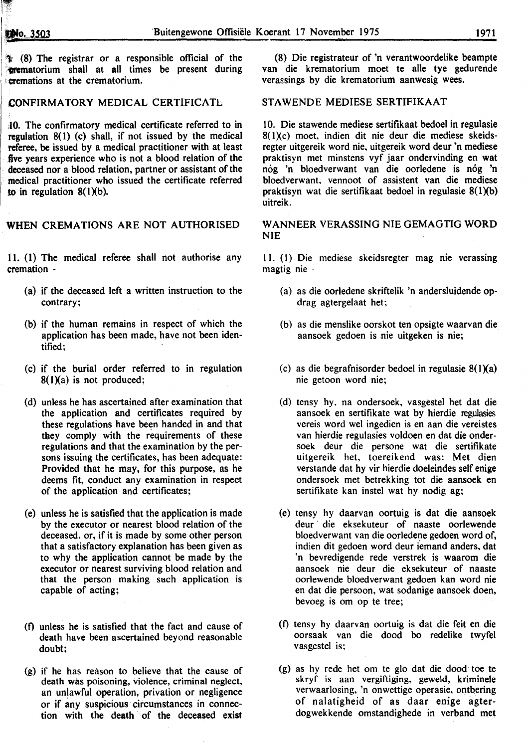(8) The registrar or a responsible official of the crematorium shall at all times be present during cremations at the crematorium.

## CONFIRMATORY MEDICAL CERTIFICATE

10. The confirmatory medical certificate referred to in regulation 8(1) (c) shall, if not issued by the medical referee, be issued by a medical practitioner with at least five years experience who is not a blood relation of the deceased nor a blood relation, partner or assistant of the medical practitioner who issued the certificate referred to in regulation 8(1)(b).

## WHEN CREMATIONS ARE NOT AUTHORISED

11. (1) The medical referee shall not authorise any cremation -

(a) if the deceased left a written instruction to the contrary;

(b) if the human remains in respect of which the application has been made, have not been identified;

(c) if the burial order referred to in regulation 8(1)(a) is not produced;

(d) unless he has ascertained after examination that the application and certificates required by these regulations have been handed in and that they comply with the requirements of these regulations and that the examination by the persons issuing the certificates, has been adequate: Provided that he may, for this purpose, as he deems fit, conduct any examination in respect of the application and certificates;

(e) unless he is satisfied that the application is made by the executor or nearest blood relation of the deceased, or, if it is made by some other person that a satisfactory explanation has been given as to why the application cannot be made by the executor or nearest surviving blood relation and that the person making such application is capable of acting;

(f) unless he is satisfied that the fact and cause of death have been ascertained beyond reasonable doubt;

(g) if he has reason to believe that the cause of death was poisoning, violence, criminal neglect, an unlawful operation, privation or negligence or if any suspicious circumstances in connection with the death of the deceased exist

(8) Die registrateur of 'n verantwoordelike beampte van die krematorium moet te alle tye gedurende verassings by die krematorium aanwesig wees.

## STAWENDE MEDIESE SERTIFIKAAT

10. Die stawende mediese sertifikaat bedoel in regulasie 8(1)(c) moet, indien dit nie deur die mediese skeidsregter uitgereik word nie, uitgereik word deur 'n mediese praktisyn met minstens vyf jaar ondervinding en wat nóg 'n bloedverwant van die oorledene is nóg 'n bloedverwant, vennoot of assistent van die mediese praktisyn wat die sertifikaat bedoel in regulasie 8(1)(b) uitreik.

## WANNEER VERASSING NIE GEMAGTIG WORD NIE

11. (1) Die mediese skeidsregter mag nie verassing magtig nie -

(a) as die oorledene skriftelik 'n andersluidende opdrag agtergelaat het;

(b) as die menslike oorskot ten opsigte waarvan die aansoek gedoen is nie uitgeken is nie;

(c) as die begrafnisorder bedoel in regulasie 8(1)(a) nie getoon word nie;

(d) tensy hy, na ondersoek, vasgestel het dat die aansoek en sertifikate wat by hierdie regulasies vereis word wel ingedien is en aan die vereistes van hierdie regulasies voldoen en dat die ondersoek deur die persone wat die sertifikate uitgereik het, toereikend was: Met dien verstande dat hy vir hierdie doeleindes self enige ondersoek met betrekking tot die aansoek en sertifikate kan instel wat hy nodig ag;

(e) tensy hy daarvan oortuig is dat die aansoek deur die eksekuteur of naaste oorlewende bloedverwant van die oorledene gedoen word of, indien dit gedoen word deur iemand anders, dat 'n bevredigende rede verstrek is waarom die aansoek nie deur die eksekuteur of naaste oorlewende bloedverwant gedoen kan word nie en dat die persoon, wat sodanige aansoek doen, bevoeg is om op te tree;

(f) tensy hy daarvan oortuig is dat die feit en die oorsaak van die dood bo redelike twyfel vasgestel is;

(g) as hy rede het om te glo dat die dood toe te skryf is aan vergiftiging, geweld, kriminele verwaarlosing, 'n onwettige operasie, ontbering of nalatigheid of as daar enige agterdogwekkende omstandighede in verband met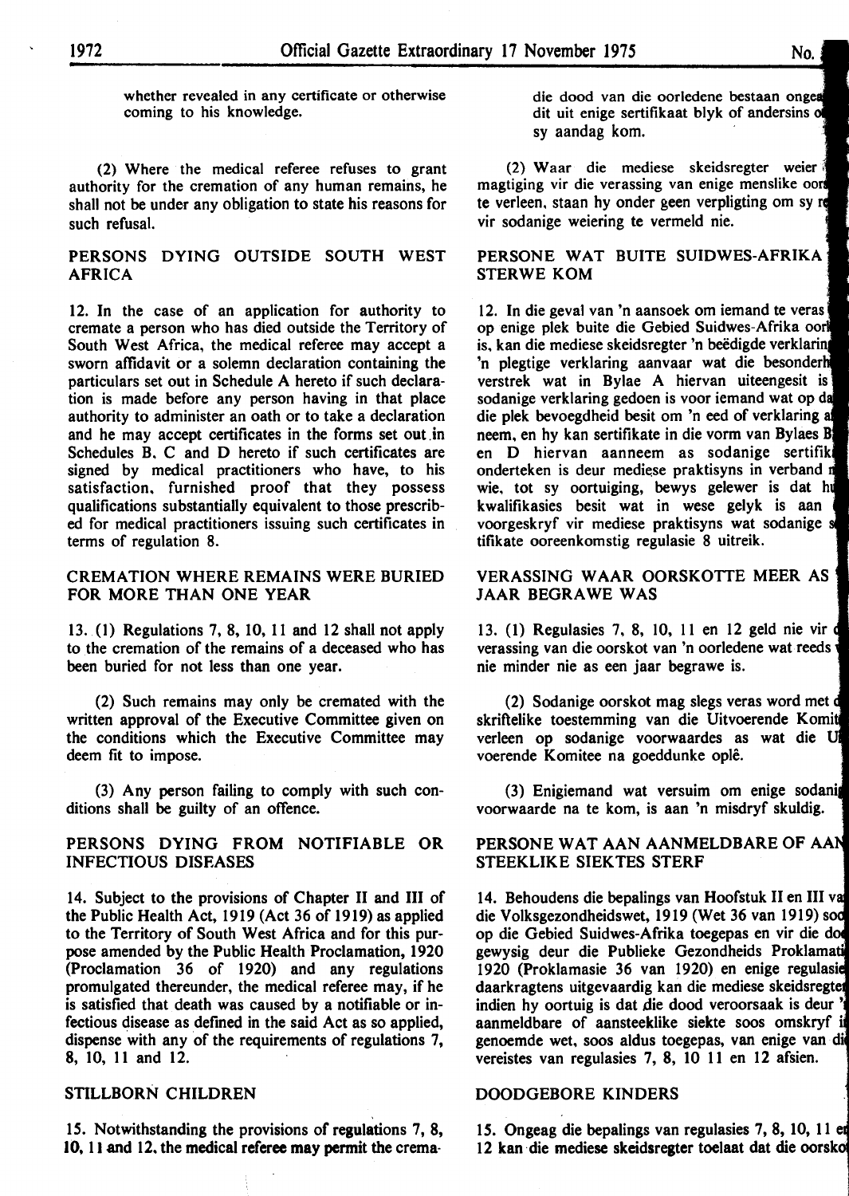whether revealed in any certificate or otherwise coming to his knowledge.

(2) Where the medical referee refuses to grant authority for the cremation of any human remains, he shall not be under any obligation to state his reasons for such refusal.

## PERSONS DYING OUTSIDE SOUTH WEST AFRICA

12. In the case of an application for authority to cremate a person who has died outside the Territory of South West Africa, the medical referee may accept a sworn affidavit or a solemn declaration containing the particulars set out in Schedule A hereto if such declaration is made before any person having in that place authority to administer an oath or to take a declaration and he may accept certificates in the forms set out in Schedules B, C and D hereto if such certificates are signed by medical practitioners who have, to his satisfaction, furnished proof that they possess qualifications substantially equivalent to those prescribed for medical practitioners issuing such certificates in terms of regulation 8.

## CREMATION WHERE REMAINS WERE BURIED FOR MORE THAN ONE YEAR

13. (1) Regulations 7, 8, 10, 11 and 12 shall not apply to the cremation of the remains of a deceased who has been buried for not less than one year.

(2) Such remains may only be cremated with the written approval of the Executive Committee given on the conditions which the Executive Committee may deem fit to impose.

(3) Any person failing to comply with such conditions shall be guilty of an offence.

## PERSONS DYING FROM NOTIFIABLE OR INFECTIOUS DISEASES

14. Subject to the provisions of Chapter II and III of the Public Health Act, 1919 (Act 36 of 1919) as applied to the Territory of South West Africa and for this purpose amended by the Public Health Proclamation, 1920 (Proclamation 36 of 1920) and any regulations promulgated thereunder, the medical referee may, if he is satisfied that death was caused by a notifiable or infectious disease as defined in the said Act as so applied, dispense with any of the requirements of regulations 7, 8, 10, 11 and 12.

## STILLBORN CHILDREN

15. Notwithstanding the provisions of regulations 7, 8, 10, 11 and 12, the medical referee may permit the crema-

die dood van die oorledene bestaan ongea dit uit enige sertifikaat blyk of andersins o sy aandag kom.

(2) Waar die mediese skeidsregter weier magtiging vir die verassing van enige menslike oor te verleen, staan hy onder geen verpligting om sy r vir sodanige weiering te vermeld nie.

## PERSONE WAT BUITE SUIDWES-AFRIKA STERWE KOM

12. In die geval van 'n aansoek om iemand te veras op enige plek buite die Gebied Suidwes-Afrika oor is, kan die mediese skeidsregter 'n beëdigde verklarin 'n plegtige verklaring aanvaar wat die besonderh verstrek wat in Bylae A hiervan uiteengesit is sodanige verklaring gedoen is voor iemand wat op da die plek bevoegdheid besit om 'n eed of verklaring a neem, en hy kan sertifikate in die vorm van Bylaes B en D hiervan aanneem as sodanige sertifik onderteken is deur mediese praktisyns in verband m wie, tot sy oortuiging, bewys gelewer is dat hu kwalifikasies besit wat in wese gelyk is aan voorgeskryf vir mediese praktisyns wat sodanige s tifikate ooreenkomstig regulasie 8 uitreik.

## VERASSING WAAR OORSKOTTE MEER AS JAAR BEGRAWE WAS

13. (1) Regulasies 7, 8, 10, 11 en 12 geld nie vir verassing van die oorskot van 'n oorledene wat reeds nie minder nie as een jaar begrawe is.

(2) Sodanige oorskot mag slegs veras word met skriftelike toestemming van die Uitvoerende Komit verleen op sodanige voorwaardes as wat die U voerende Komitee na goeddunke oplê.

(3) Enigiemand wat versuim om enige sodani voorwaarde na te kom, is aan 'n misdryf skuldig.

## PERSONE WAT AAN AANMELDBARE OF AAN STEEKLIKE SIEKTES STERF

14. Behoudens die bepalings van Hoofstuk II en III va die Volksgezondheidswet, 1919 (Wet 36 van 1919) soo op die Gebied Suidwes-Afrika toegepas en vir die do gewysig deur die Publieke Gezondheids Proklamati 1920 (Proklamasie 36 van 1920) en enige regulasie daarkragtens uitgevaardig kan die mediese skeidsregte indien hy oortuig is dat die dood veroorsaak is deur ' aanmeldbare of aansteeklike siekte soos omskryf i genoemde wet, soos aldus toegepas, van enige van di vereistes van regulasies 7, 8, 10 11 en 12 afsien.

## DOODGEBORE KINDERS

15. Ongeag die bepalings van regulasies 7, 8, 10, 11 e 12 kan die mediese skeidsregter toelaat dat die oorsko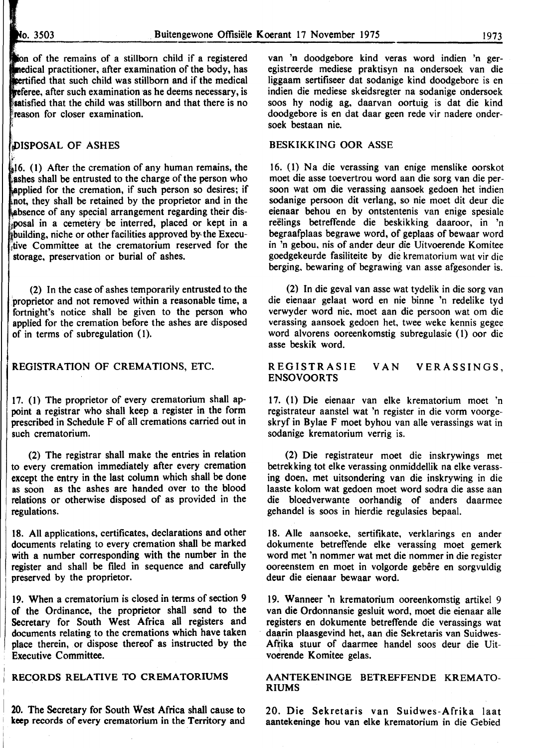tion of the remains of a stillborn child if a registered medical practitioner, after examination of the body, has certified that such child was stillborn and if the medical referee, after such examination as he deems necessary, is satisfied that the child was stillborn and that there is no reason for closer examination.

## DISPOSAL OF ASHES

16. (1) After the cremation of any human remains, the ashes shall be entrusted to the charge of the person who applied for the cremation, if such person so desires; if not, they shall be retained by the proprietor and in the absence of any special arrangement regarding their disposal in a cemetery be interred, placed or kept in a building, niche or other facilities approved by the Executive Committee at the crematorium reserved for the storage, preservation or burial of ashes.

(2) In the case of ashes temporarily entrusted to the proprietor and not removed within a reasonable time, a fortnight's notice shall be given to the person who applied for the cremation before the ashes are disposed of in terms of subregulation (1).

## REGISTRATION OF CREMATIONS, ETC.

17. (1) The proprietor of every crematorium shall appoint a registrar who shall keep a register in the form prescribed in Schedule F of all cremations carried out in such crematorium.

(2) The registrar shall make the entries in relation to every cremation immediately after every cremation except the entry in the last column which shall be done as soon as the ashes are handed over to the blood relations or otherwise disposed of as provided in the regulations.

18. All applications, certificates, declarations and other documents relating to every cremation shall be marked with a number corresponding with the number in the register and shall be filed in sequence and carefully preserved by the proprietor.

19. When a crematorium is closed in terms of section 9 of the Ordinance, the proprietor shall send to the Secretary for South West Africa all registers and documents relating to the cremations which have taken place therein, or dispose thereof as instructed by the Executive Committee.

## RECORDS RELATIVE TO CREMATORIUMS

20. The Secretary for South West Africa shall cause to keep records of every crematorium in the Territory and

van 'n doodgebore kind veras word indien 'n geregistreerde mediese praktisyn na ondersoek van die liggaam sertifiseer dat sodanige kind doodgebore is en indien die mediese skeidsregter na sodanige ondersoek soos hy nodig ag, daarvan oortuig is dat die kind doodgebore is en dat daar geen rede vir nadere ondersoek bestaan nie.

## BESKIKKING OOR ASSE

16. (1) Na die verassing van enige menslike oorskot moet die asse toevertrou word aan die sorg van die persoon wat om die verassing aansoek gedoen het indien sodanige persoon dit verlang, so nie moet dit deur die eienaar behou en by ontstentenis van enige spesiale reëlings betreffende die beskikking daaroor, in 'n begraafplaas begrawe word, of geplaas of bewaar word in 'n gebou, nis of ander deur die Uitvoerende Komitee goedgekeurde fasiliteite by die krematorium wat vir die berging, bewaring of begrawing van asse afgesonder is.

(2) In die geval van asse wat tydelik in die sorg van die eienaar gelaat word en nie binne 'n redelike tyd verwyder word nie, moet aan die persoon wat om die verassing aansoek gedoen het, twee weke kennis gegee word alvorens ooreenkomstig subregulasie (1) oor die asse beskik word.

## REGISTRASIE VAN VERASSINGS, ENSOVOORTS

17. (1) Die eienaar van elke krematorium moet 'n registrateur aanstel wat 'n register in die vorm voorgeskryf in Bylae F moet byhou van alle verassings wat in sodanige krematorium verrig is.

(2) Die registrateur moet die inskrywings met betrekking tot elke verassing onmiddellik na elke verassing doen, met uitsondering van die inskrywing in die laaste kolom wat gedoen moet word sodra die asse aan die bloedverwante oorhandig of anders daarmee gehandel is soos in hierdie regulasies bepaal.

18. Alle aansoeke, sertifikate, verklarings en ander dokumente betreffende elke verassing moet gemerk word met 'n nommer wat met die nommer in die register ooreenstem en moet in volgorde gebêre en sorgvuldig deur die eienaar bewaar word.

19. Wanneer 'n krematorium ooreenkomstig artikel 9 van die Ordonnansie gesluit word, moet die eienaar alle registers en dokumente betreffende die verassings wat daarin plaasgevind het, aan die Sekretaris van Suidwes-Afrika stuur of daarmee handel soos deur die Uitvoerende Komitee gelas.

## AANTEKENINGE BETREFFENDE KREMATORIUMS

20. Die Sekretaris van Suidwes-Afrika laat aantekeninge hou van elke krematorium in die Gebied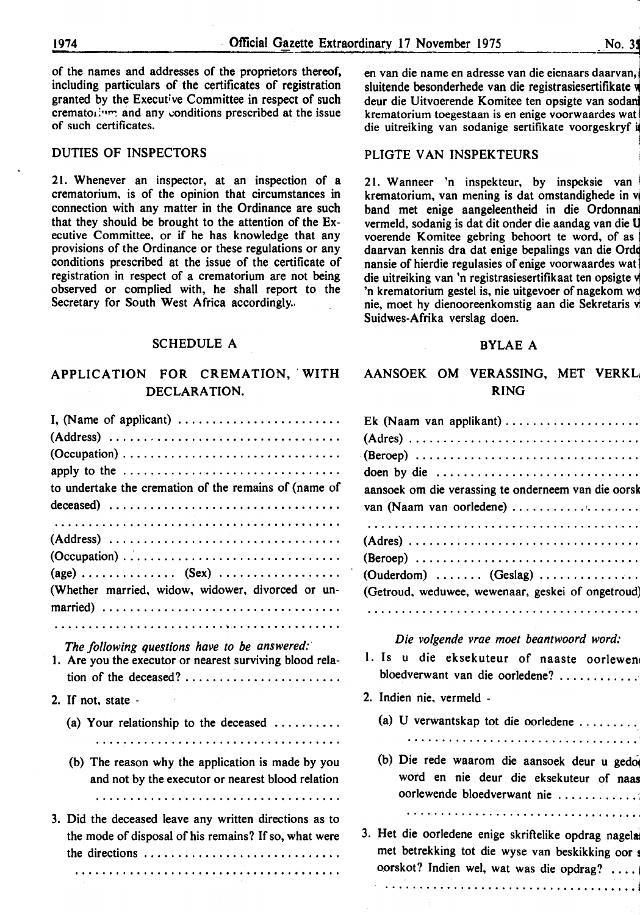of the names and addresses of the proprietors thereof, including particulars of the certificates of registration granted by the Executive Committee in respect of such crematorium and any conditions prescribed at the issue of such certificates.

## DUTIES OF INSPECTORS

21. Whenever an inspector, at an inspection of a crematorium, is of the opinion that circumstances in connection with any matter in the Ordinance are such that they should be brought to the attention of the Executive Committee, or if he has knowledge that any provisions of the Ordinance or these regulations or any conditions prescribed at the issue of the certificate of registration in respect of a crematorium are not being observed or complied with, he shall report to the Secretary for South West Africa accordingly.

## SCHEDULE A

## APPLICATION FOR CREMATION, WITH DECLARATION.

I, (Name of applicant) ........................
(Address) ..................................
(Occupation) ................................
apply to the ................................
to undertake the cremation of the remains of (name of deceased) ..................................
..........................................
(Address) ..................................
(Occupation) ................................
(age) .............. (Sex) ..................
(Whether married, widow, widower, divorced or unmarried) ..................................
..........................................

*The following questions have to be answered:*

1. Are you the executor or nearest surviving blood relation of the deceased? .......................
2. If not, state -
   (a) Your relationship to the deceased ..........
   ......................................
   (b) The reason why the application is made by you and not by the executor or nearest blood relation
   ......................................
3. Did the deceased leave any written directions as to the mode of disposal of his remains? If so, what were the directions ..............................
   ..........................................

en van die name en adresse van die eienaars daarvan, insluitende besonderhede van die registrasiesertifikate wat deur die Uitvoerende Komitee ten opsigte van sodanige krematorium toegestaan is en enige voorwaardes wat by die uitreiking van sodanige sertifikate voorgeskryf is.

## PLIGTE VAN INSPEKTEURS

21. Wanneer 'n inspekteur, by inspeksie van 'n krematorium, van mening is dat omstandighede in verband met enige aangeleentheid in die Ordonnansie vermeld, sodanig is dat dit onder die aandag van die Uitvoerende Komitee gebring behoort te word, of as hy daarvan kennis dra dat enige bepalings van die Ordonnansie of hierdie regulasies of enige voorwaardes wat by die uitreiking van 'n registrasiesertifikaat ten opsigte van 'n krematorium gestel is, nie uitgevoer of nagekom word nie, moet hy dienooreenkomstig aan die Sekretaris vir Suidwes-Afrika verslag doen.

## BYLAE A

## AANSOEK OM VERASSING, MET VERKLARING

Ek (Naam van applikant) ....................
(Adres) ..................................
(Beroep) ..................................
doen by die ..............................
aansoek om die verassing te onderneem van die oorskot van (Naam van oorledene) ......................
..........................................
(Adres) ..................................
(Beroep) ..................................
(Ouderdom) ....... (Geslag) ...............
(Getroud, weduwee, wewenaar, geskei of ongetroud)
..........................................

*Die volgende vrae moet beantwoord word:*

1. Is u die eksekuteur of naaste oorlewende bloedverwant van die oorledene? ............
2. Indien nie, vermeld -
   (a) U verwantskap tot die oorledene .........
   ......................................
   (b) Die rede waarom die aansoek deur u gedoen word en nie deur die eksekuteur of naaste oorlewende bloedverwant nie ............
   ......................................
3. Het die oorledene enige skriftelike opdrag nagelaat met betrekking tot die wyse van beskikking oor sy oorskot? Indien wel, wat was die opdrag? ....
   ..........................................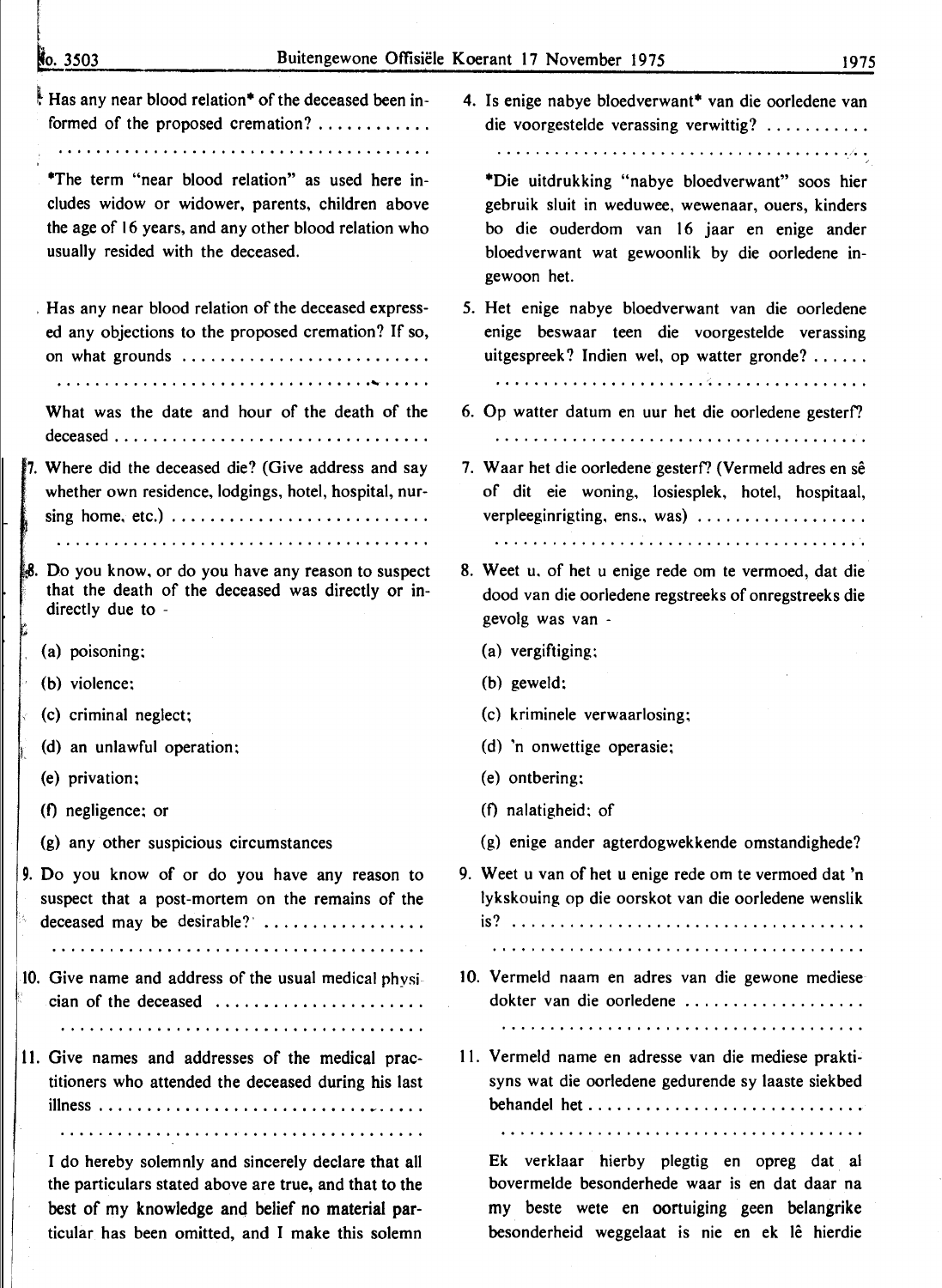4. Has any near blood relation* of the deceased been informed of the proposed cremation? ............

.........................................

*The term "near blood relation" as used here includes widow or widower, parents, children above the age of 16 years, and any other blood relation who usually resided with the deceased.

5. Has any near blood relation of the deceased expressed any objections to the proposed cremation? If so, on what grounds ..........................

.........................................

6. What was the date and hour of the death of the deceased .................................

7. Where did the deceased die? (Give address and say whether own residence, lodgings, hotel, hospital, nursing home, etc.) ...........................

.........................................

8. Do you know, or do you have any reason to suspect that the death of the deceased was directly or indirectly due to -

   (a) poisoning;

   (b) violence;

   (c) criminal neglect;

   (d) an unlawful operation;

   (e) privation;

   (f) negligence; or

   (g) any other suspicious circumstances

9. Do you know of or do you have any reason to suspect that a post-mortem on the remains of the deceased may be desirable? .................

.........................................

10. Give name and address of the usual medical physician of the deceased ......................

.........................................

11. Give names and addresses of the medical practitioners who attended the deceased during his last illness ..................................

.........................................

I do hereby solemnly and sincerely declare that all the particulars stated above are true, and that to the best of my knowledge and belief no material particular has been omitted, and I make this solemn

4. Is enige nabye bloedverwant* van die oorledene van die voorgestelde verassing verwittig? ..........

.........................................

*Die uitdrukking "nabye bloedverwant" soos hier gebruik sluit in weduwee, wewenaar, ouers, kinders bo die ouderdom van 16 jaar en enige ander bloedverwant wat gewoonlik by die oorledene ingewoon het.

5. Het enige nabye bloedverwant van die oorledene enige beswaar teen die voorgestelde verassing uitgespreek? Indien wel, op watter gronde? ......

.........................................

6. Op watter datum en uur het die oorledene gesterf?

.........................................

7. Waar het die oorledene gesterf? (Vermeld adres en sê of dit eie woning, losiesplek, hotel, hospitaal, verpleeginrigting, ens., was) ..................

.........................................

8. Weet u, of het u enige rede om te vermoed, dat die dood van die oorledene regstreeks of onregstreeks die gevolg was van -

   (a) vergiftiging;

   (b) geweld;

   (c) kriminele verwaarlosing;

   (d) 'n onwettige operasie;

   (e) ontbering;

   (f) nalatigheid; of

   (g) enige ander agterdogwekkende omstandighede?

9. Weet u van of het u enige rede om te vermoed dat 'n lykskouing op die oorskot van die oorledene wenslik is? .....................................

.........................................

10. Vermeld naam en adres van die gewone mediese dokter van die oorledene ..................

.........................................

11. Vermeld name en adresse van die mediese praktisyns wat die oorledene gedurende sy laaste siekbed behandel het .............................

.........................................

Ek verklaar hierby plegtig en opreg dat al bovermelde besonderhede waar is en dat daar na my beste wete en oortuiging geen belangrike besonderheid weggelaat is nie en ek lê hierdie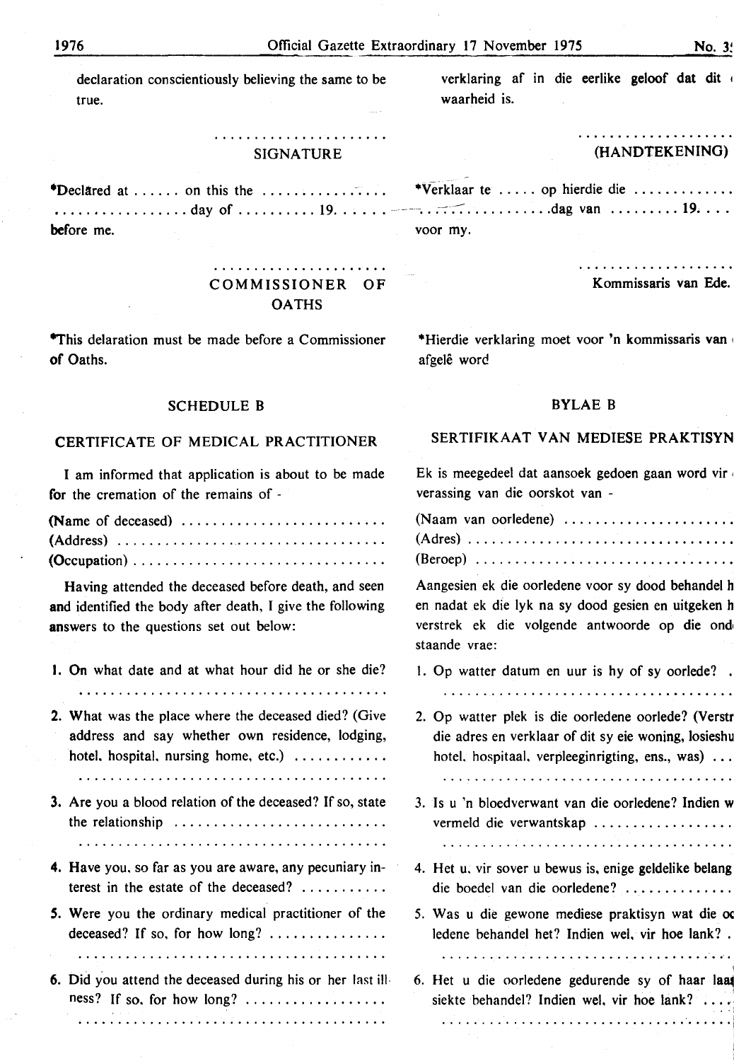declaration conscientiously believing the same to be true.

.......................
SIGNATURE

*Declared at ...... on this the ................
................. day of .......... 19......
before me.

.......................
COMMISSIONER OF OATHS

*This delaration must be made before a Commissioner of Oaths.

## SCHEDULE B

### CERTIFICATE OF MEDICAL PRACTITIONER

I am informed that application is about to be made for the cremation of the remains of -

(Name of deceased) ..........................
(Address) ..................................
(Occupation) ................................

Having attended the deceased before death, and seen and identified the body after death, I give the following answers to the questions set out below:

1. On what date and at what hour did he or she die?
   ........................................
2. What was the place where the deceased died? (Give address and say whether own residence, lodging, hotel, hospital, nursing home, etc.) ............
   ........................................
3. Are you a blood relation of the deceased? If so, state the relationship ...........................
   ........................................
4. Have you, so far as you are aware, any pecuniary interest in the estate of the deceased? ...........
5. Were you the ordinary medical practitioner of the deceased? If so, for how long? ...............
   ........................................
6. Did you attend the deceased during his or her last illness? If so, for how long? ..................
   ........................................

verklaring af in die eerlike geloof dat dit waarheid is.

.......................
(HANDTEKENING)

*Verklaar te ..... op hierdie die .............
................dag van ......... 19....
voor my.

.......................
Kommissaris van Ede.

*Hierdie verklaring moet voor 'n kommissaris van afgelê word

## BYLAE B

### SERTIFIKAAT VAN MEDIESE PRAKTISYN

Ek is meegedeel dat aansoek gedoen gaan word vir verassing van die oorskot van -

(Naam van oorledene) ......................
(Adres) ..................................
(Beroep) .................................

Aangesien ek die oorledene voor sy dood behandel h en nadat ek die lyk na sy dood gesien en uitgeken h verstrek ek die volgende antwoorde op die ond staande vrae:

1. Op watter datum en uur is hy of sy oorlede? .
   ........................................
2. Op watter plek is die oorledene oorlede? (Verstr die adres en verklaar of dit sy eie woning, losieshu hotel, hospitaal, verpleeginrigting, ens., was) ...
   ........................................
3. Is u 'n bloedverwant van die oorledene? Indien w vermeld die verwantskap ..................
   ........................................
4. Het u, vir sover u bewus is, enige geldelike belang die boedel van die oorledene? ..............
5. Was u die gewone mediese praktisyn wat die oo ledene behandel het? Indien wel, vir hoe lank? .
   ........................................
6. Het u die oorledene gedurende sy of haar laas siekte behandel? Indien wel, vir hoe lank? ....
   ........................................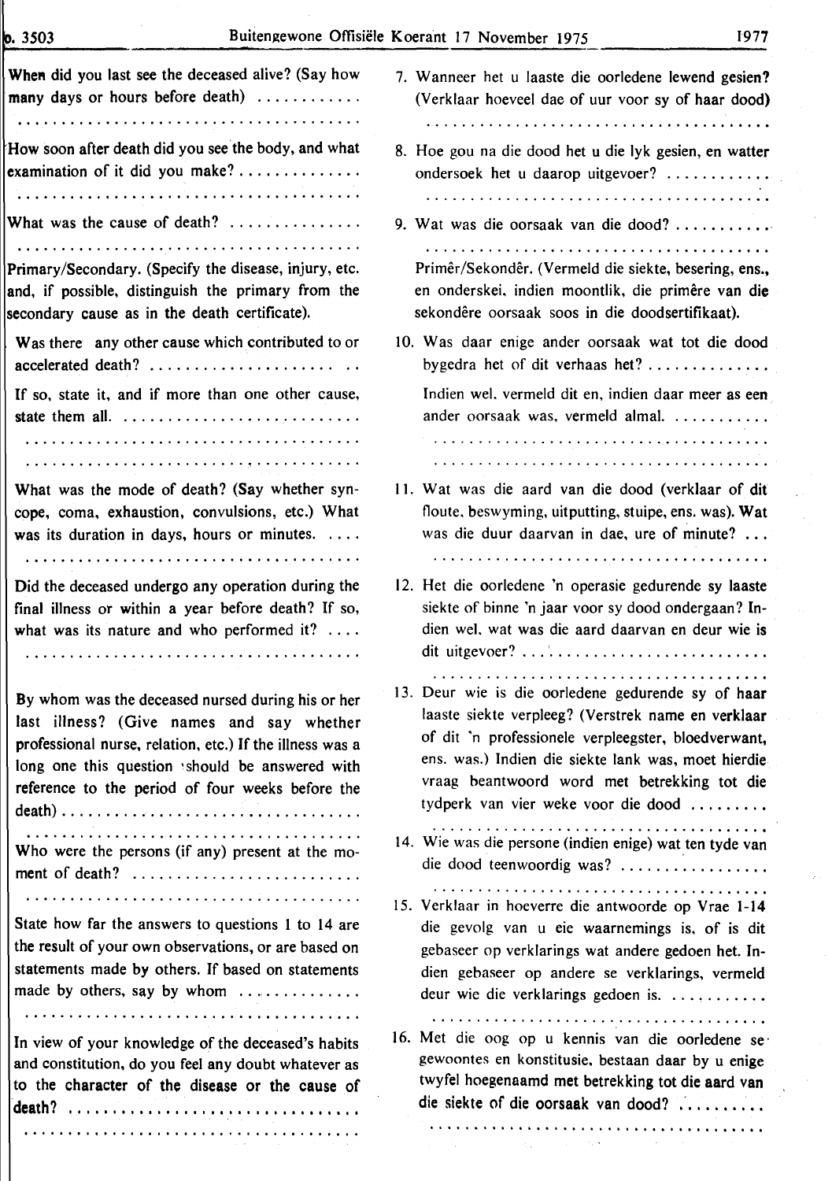When did you last see the deceased alive? (Say how many days or hours before death) ............

.......................................

How soon after death did you see the body, and what examination of it did you make? .............

.......................................

What was the cause of death? ...............

.......................................

Primary/Secondary. (Specify the disease, injury, etc. and, if possible, distinguish the primary from the secondary cause as in the death certificate).

Was there any other cause which contributed to or accelerated death? ......................

If so, state it, and if more than one other cause, state them all. ...........................

.......................................

.......................................

What was the mode of death? (Say whether syncope, coma, exhaustion, convulsions, etc.) What was its duration in days, hours or minutes. ....

.......................................

Did the deceased undergo any operation during the final illness or within a year before death? If so, what was its nature and who performed it? ....

.......................................

By whom was the deceased nursed during his or her last illness? (Give names and say whether professional nurse, relation, etc.) If the illness was a long one this question should be answered with reference to the period of four weeks before the death) ...................................

.......................................

Who were the persons (if any) present at the moment of death? ..........................

.......................................

State how far the answers to questions 1 to 14 are the result of your own observations, or are based on statements made by others. If based on statements made by others, say by whom ..............

.......................................

In view of your knowledge of the deceased's habits and constitution, do you feel any doubt whatever as to the character of the disease or the cause of death? ................................

.......................................

7. Wanneer het u laaste die oorledene lewend gesien? (Verklaar hoeveel dae of uur voor sy of haar dood)

.......................................

8. Hoe gou na die dood het u die lyk gesien, en watter ondersoek het u daarop uitgevoer? ............

.......................................

9. Wat was die oorsaak van die dood? ...........

.......................................

Primêr/Sekondêr. (Vermeld die siekte, besering, ens., en onderskei, indien moontlik, die primêre van die sekondêre oorsaak soos in die doodsertifikaat).

10. Was daar enige ander oorsaak wat tot die dood bygedra het of dit verhaas het? ..............

Indien wel, vermeld dit en, indien daar meer as een ander oorsaak was, vermeld almal. ...........

.......................................

.......................................

11. Wat was die aard van die dood (verklaar of dit floute, beswyming, uitputting, stuipe, ens. was). Wat was die duur daarvan in dae, ure of minute? ...

.......................................

12. Het die oorledene 'n operasie gedurende sy laaste siekte of binne 'n jaar voor sy dood ondergaan? Indien wel, wat was die aard daarvan en deur wie is dit uitgevoer? ..........................

.......................................

13. Deur wie is die oorledene gedurende sy of haar laaste siekte verpleeg? (Verstrek name en verklaar of dit 'n professionele verpleegster, bloedverwant, ens. was.) Indien die siekte lank was, moet hierdie vraag beantwoord word met betrekking tot die tydperk van vier weke voor die dood .........

.......................................

14. Wie was die persone (indien enige) wat ten tyde van die dood teenwoordig was? .................

.......................................

15. Verklaar in hoeverre die antwoorde op Vrae 1-14 die gevolg van u eie waarnemings is, of is dit gebaseer op verklarings wat andere gedoen het. Indien gebaseer op andere se verklarings, vermeld deur wie die verklarings gedoen is. ...........

.......................................

16. Met die oog op u kennis van die oorledene se gewoontes en konstitusie, bestaan daar by u enige twyfel hoegenaamd met betrekking tot die aard van die siekte of die oorsaak van dood? ..........

.......................................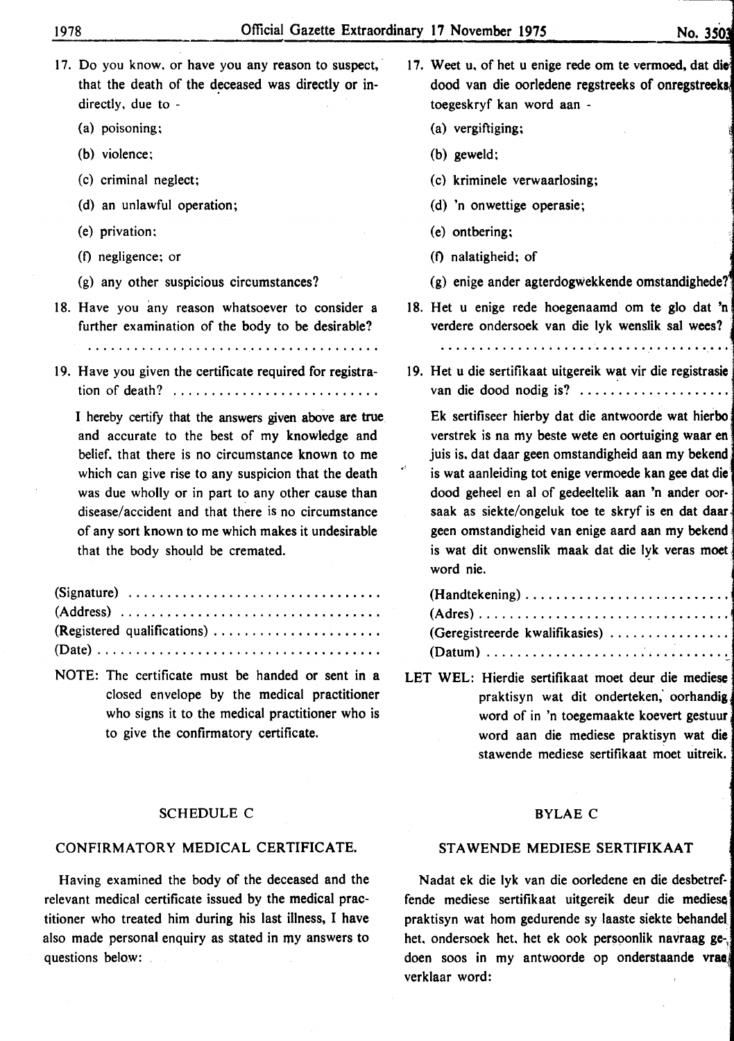17. Do you know, or have you any reason to suspect, that the death of the deceased was directly or indirectly, due to -

    (a) poisoning;

    (b) violence;

    (c) criminal neglect;

    (d) an unlawful operation;

    (e) privation;

    (f) negligence; or

    (g) any other suspicious circumstances?

18. Have you any reason whatsoever to consider a further examination of the body to be desirable?

    .......................................

19. Have you given the certificate required for registration of death? ...........................

    I hereby certify that the answers given above are true and accurate to the best of my knowledge and belief, that there is no circumstance known to me which can give rise to any suspicion that the death was due wholly or in part to any other cause than disease/accident and that there is no circumstance of any sort known to me which makes it undesirable that the body should be cremated.

(Signature) ................................

(Address) ..................................

(Registered qualifications) ......................

(Date) .....................................

NOTE: The certificate must be handed or sent in a closed envelope by the medical practitioner who signs it to the medical practitioner who is to give the confirmatory certificate.

## SCHEDULE C

### CONFIRMATORY MEDICAL CERTIFICATE.

Having examined the body of the deceased and the relevant medical certificate issued by the medical practitioner who treated him during his last illness, I have also made personal enquiry as stated in my answers to questions below:

17. Weet u, of het u enige rede om te vermoed, dat die dood van die oorledene regstreeks of onregstreeks toegeskryf kan word aan -

    (a) vergiftiging;

    (b) geweld;

    (c) kriminele verwaarlosing;

    (d) 'n onwettige operasie;

    (e) ontbering;

    (f) nalatigheid; of

    (g) enige ander agterdogwekkende omstandighede?

18. Het u enige rede hoegenaamd om te glo dat 'n verdere ondersoek van die lyk wenslik sal wees?

    .......................................

19. Het u die sertifikaat uitgereik wat vir die registrasie van die dood nodig is? ...................

    Ek sertifiseer hierby dat die antwoorde wat hierbo verstrek is na my beste wete en oortuiging waar en juis is, dat daar geen omstandigheid aan my bekend is wat aanleiding tot enige vermoede kan gee dat die dood geheel en al of gedeeltelik aan 'n ander oorsaak as siekte/ongeluk toe te skryf is en dat daar geen omstandigheid van enige aard aan my bekend is wat dit onwenslik maak dat die lyk veras moet word nie.

(Handtekening) ..........................

(Adres) ................................

(Geregistreerde kwalifikasies) ...............

(Datum) ................................

LET WEL: Hierdie sertifikaat moet deur die mediese praktisyn wat dit onderteken, oorhandig word of in 'n toegemaakte koevert gestuur word aan die mediese praktisyn wat die stawende mediese sertifikaat moet uitreik.

## BYLAE C

### STAWENDE MEDIESE SERTIFIKAAT

Nadat ek die lyk van die oorledene en die desbetreffende mediese sertifikaat uitgereik deur die mediese praktisyn wat hom gedurende sy laaste siekte behandel het, ondersoek het, het ek ook persoonlik navraag gedoen soos in my antwoorde op onderstaande vrae verklaar word: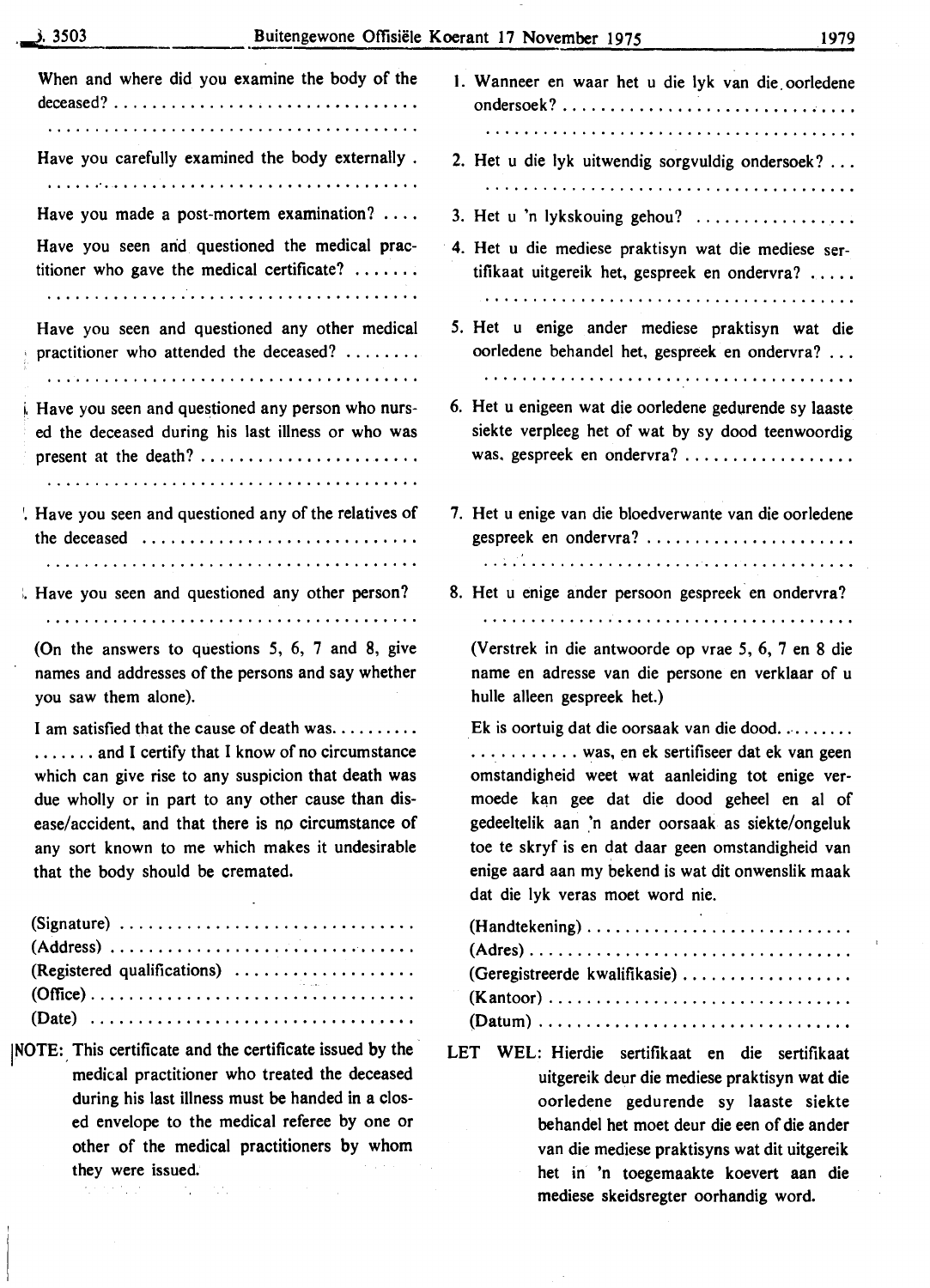When and where did you examine the body of the deceased? .................................

.........................................

Have you carefully examined the body externally .

.........................................

Have you made a post-mortem examination? ....

Have you seen and questioned the medical practitioner who gave the medical certificate? .......

.........................................

Have you seen and questioned any other medical practitioner who attended the deceased? ........

.........................................

Have you seen and questioned any person who nursed the deceased during his last illness or who was present at the death? ........................

.........................................

Have you seen and questioned any of the relatives of the deceased .............................

.........................................

Have you seen and questioned any other person?

.........................................

(On the answers to questions 5, 6, 7 and 8, give names and addresses of the persons and say whether you saw them alone).

I am satisfied that the cause of death was..........
....... and I certify that I know of no circumstance which can give rise to any suspicion that death was due wholly or in part to any other cause than disease/accident, and that there is no circumstance of any sort known to me which makes it undesirable that the body should be cremated.

(Signature) ...............................
(Address) ................................
(Registered qualifications) ...................
(Office) ..................................
(Date) ...................................

NOTE: This certificate and the certificate issued by the medical practitioner who treated the deceased during his last illness must be handed in a closed envelope to the medical referee by one or other of the medical practitioners by whom they were issued.

1. Wanneer en waar het u die lyk van die oorledene ondersoek? ...............................

.........................................

2. Het u die lyk uitwendig sorgvuldig ondersoek? ...

.........................................

3. Het u 'n lykskouing gehou? .................

4. Het u die mediese praktisyn wat die mediese sertifikaat uitgereik het, gespreek en ondervra? .....

.........................................

5. Het u enige ander mediese praktisyn wat die oorledene behandel het, gespreek en ondervra? ...

.........................................

6. Het u enigeen wat die oorledene gedurende sy laaste siekte verpleeg het of wat by sy dood teenwoordig was, gespreek en ondervra? ..................

7. Het u enige van die bloedverwante van die oorledene gespreek en ondervra? ......................

.........................................

8. Het u enige ander persoon gespreek en ondervra?

.........................................

(Verstrek in die antwoorde op vrae 5, 6, 7 en 8 die name en adresse van die persone en verklaar of u hulle alleen gespreek het.)

Ek is oortuig dat die oorsaak van die dood.........
........... was, en ek sertifiseer dat ek van geen omstandigheid weet wat aanleiding tot enige vermoede kan gee dat die dood geheel en al of gedeeltelik aan 'n ander oorsaak as siekte/ongeluk toe te skryf is en dat daar geen omstandigheid van enige aard aan my bekend is wat dit onwenslik maak dat die lyk veras moet word nie.

(Handtekening) ............................
(Adres) ..................................
(Geregistreerde kwalifikasie) ..................
(Kantoor) ................................
(Datum) .................................

LET WEL: Hierdie sertifikaat en die sertifikaat uitgereik deur die mediese praktisyn wat die oorledene gedurende sy laaste siekte behandel het moet deur die een of die ander van die mediese praktisyns wat dit uitgereik het in 'n toegemaakte koevert aan die mediese skeidsregter oorhandig word.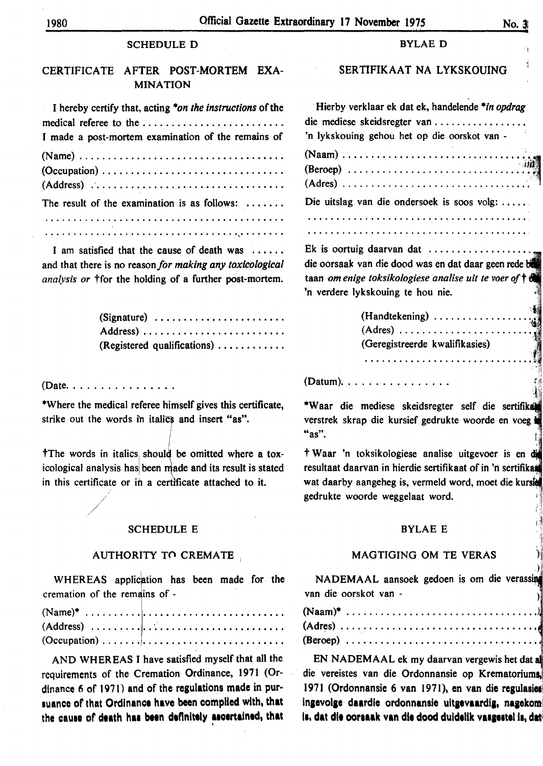## SCHEDULE D

### CERTIFICATE AFTER POST-MORTEM EXAMINATION

I hereby certify that, acting **on the instructions* of the medical referee to the ........................
I made a post-mortem examination of the remains of

(Name) ....................................
(Occupation) ................................
(Address) ..................................

The result of the examination is as follows: .......
..........................................
..........................................

I am satisfied that the cause of death was ...... and that there is no reason *for making any toxicological analysis or* †for the holding of a further post-mortem.

(Signature) ........................
Address) ..........................
(Registered qualifications) ............

(Date. ................

*Where the medical referee himself gives this certificate, strike out the words in italics and insert "as".

†The words in italics should be omitted where a toxicological analysis has been made and its result is stated in this certificate or in a certificate attached to it.

## SCHEDULE E

### AUTHORITY TO CREMATE

WHEREAS application has been made for the cremation of the remains of -

(Name)* ....................................
(Address) ..................................
(Occupation) ................................

AND WHEREAS I have satisfied myself that all the requirements of the Cremation Ordinance, 1971 (Ordinance 6 of 1971) and of the regulations made in pursuance of that Ordinance have been complied with, that the cause of death has been definitely ascertained, that

## BYLAE D

### SERTIFIKAAT NA LYKSKOUING

Hierby verklaar ek dat ek, handelende **in opdrag* die mediese skeidsregter van ................
'n lykskouing gehou het op die oorskot van -

(Naam) ....................................
(Beroep) ..................................
(Adres) ....................................

Die uitslag van die ondersoek is soos volg: .....
..........................................
..........................................

Ek is oortuig daarvan dat .................. die oorsaak van die dood was en dat daar geen rede bestaan *om enige toksikologiese analise uit te voer of* † om 'n verdere lykskouing te hou nie.

(Handtekening) ....................
(Adres) ..........................
(Geregistreerde kwalifikasies)
..............................

(Datum). ................

*Waar die mediese skeidsregter self die sertifikaat verstrek skrap die kursief gedrukte woorde en voeg in "as".

† Waar 'n toksikologiese analise uitgevoer is en die resultaat daarvan in hierdie sertifikaat of in 'n sertifikaat wat daarby aangeheg is, vermeld word, moet die kursief gedrukte woorde weggelaat word.

## BYLAE E

### MAGTIGING OM TE VERAS

NADEMAAL aansoek gedoen is om die verassing van die oorskot van -

(Naam)* ....................................
(Adres) ....................................
(Beroep) ..................................

EN NADEMAAL ek my daarvan vergewis het dat al die vereistes van die Ordonnansie op Krematoriums, 1971 (Ordonnansie 6 van 1971), en van die regulasies ingevolge daardie ordonnansie uitgevaardig, nagekom is, dat die oorsaak van die dood duidelik vasgestel is, dat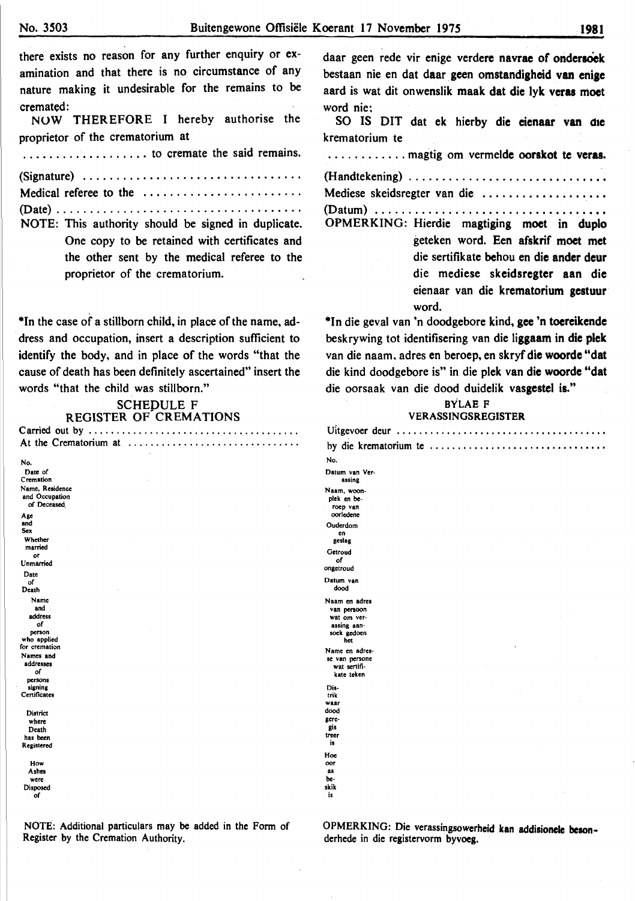there exists no reason for any further enquiry or examination and that there is no circumstance of any nature making it undesirable for the remains to be cremated:

NOW THEREFORE I hereby authorise the proprietor of the crematorium at

.................... to cremate the said remains.

(Signature) ..................................

Medical referee to the ........................

(Date) ......................................

NOTE: This authority should be signed in duplicate. One copy to be retained with certificates and the other sent by the medical referee to the proprietor of the crematorium.

*In the case of a stillborn child, in place of the name, address and occupation, insert a description sufficient to identify the body, and in place of the words "that the cause of death has been definitely ascertained" insert the words "that the child was stillborn."

## SCHEDULE F
## REGISTER OF CREMATIONS

Carried out by ......................................

At the Crematorium at ..............................

| No. | Date of Cremation | Name, Residence and Occupation of Deceased | Age and Sex | Whether married or Unmarried | Date of Death | Name and address of person who applied for cremation | Names and addresses of persons signing Certificates | District where Death has been Registered | How Ashes were Disposed of |
|---|---|---|---|---|---|---|---|---|---|
| | | | | | | | | | |

NOTE: Additional particulars may be added in the Form of Register by the Cremation Authority.

daar geen rede vir enige verdere navrae of ondersoek bestaan nie en dat daar geen omstandigheid van enige aard is wat dit onwenslik maak dat die lyk veras moet word nie;

SO IS DIT dat ek hierby die eienaar van die krematorium te

............ magtig om vermelde oorskot te veras.

(Handtekening) ..............................

Mediese skeidsregter van die ...................

(Datum) ...................................

OPMERKING: Hierdie magtiging moet in duplo geteken word. Een afskrif moet met die sertifikate behou en die ander deur die mediese skeidsregter aan die eienaar van die krematorium gestuur word.

*In die geval van 'n doodgebore kind, gee 'n toereikende beskrywing tot identifisering van die liggaam in die plek van die naam, adres en beroep, en skryf die woorde "dat die kind doodgebore is" in die plek van die woorde "dat die oorsaak van die dood duidelik vasgestel is."

## BYLAE F
## VERASSINGSREGISTER

Uitgevoer deur ......................................

by die krematorium te ................................

| No. | Datum van Verassing | Naam, woonplek en beroep van oorledene | Ouderdom en geslag | Getroud of ongetroud | Datum van dood | Naam en adres van persoon wat om verassing aansoek gedoen het | Name en adresse van persone wat sertifikate teken | Distrik waar dood geregistreer is | Hoe oor as beskik is |
|---|---|---|---|---|---|---|---|---|---|
| | | | | | | | | | |

OPMERKING: Die verassingsowerheid kan addisionele besonderhede in die registervorm byvoeg.